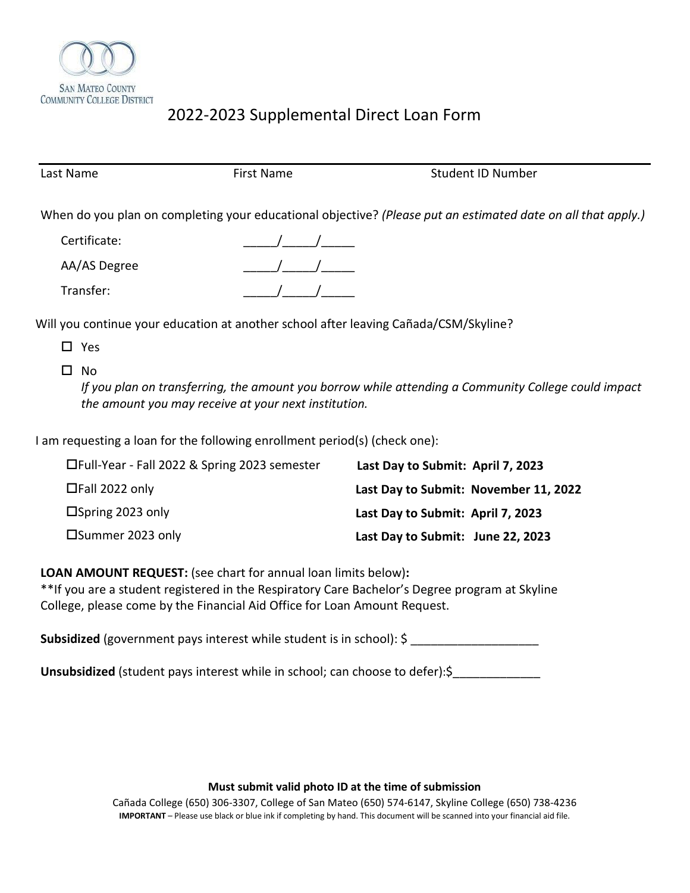SAN MATEO COUNTY COMMUNITY COLLEGE DISTRICT

# 2022-2023 Supplemental Direct Loan Form

| Last Name | First Name | Student ID Number |
|---|---|---|

When do you plan on completing your educational objective? *(Please put an estimated date on all that apply.)*

Certificate: _____/_____/_____

AA/AS Degree _____/_____/_____

Transfer: _____/_____/_____

Will you continue your education at another school after leaving Cañada/CSM/Skyline?

- ☐ Yes
- ☐ No

*If you plan on transferring, the amount you borrow while attending a Community College could impact the amount you may receive at your next institution.*

I am requesting a loan for the following enrollment period(s) (check one):

| | |
|---|---|
| ☐Full-Year - Fall 2022 & Spring 2023 semester | **Last Day to Submit: April 7, 2023** |
| ☐Fall 2022 only | **Last Day to Submit: November 11, 2022** |
| ☐Spring 2023 only | **Last Day to Submit: April 7, 2023** |
| ☐Summer 2023 only | **Last Day to Submit: June 22, 2023** |

**LOAN AMOUNT REQUEST:** (see chart for annual loan limits below)**:**
**If you are a student registered in the Respiratory Care Bachelor's Degree program at Skyline College, please come by the Financial Aid Office for Loan Amount Request.

**Subsidized** (government pays interest while student is in school): $ ___________________

**Unsubsidized** (student pays interest while in school; can choose to defer):$_____________

**Must submit valid photo ID at the time of submission**

Cañada College (650) 306-3307, College of San Mateo (650) 574-6147, Skyline College (650) 738-4236

**IMPORTANT** – Please use black or blue ink if completing by hand. This document will be scanned into your financial aid file.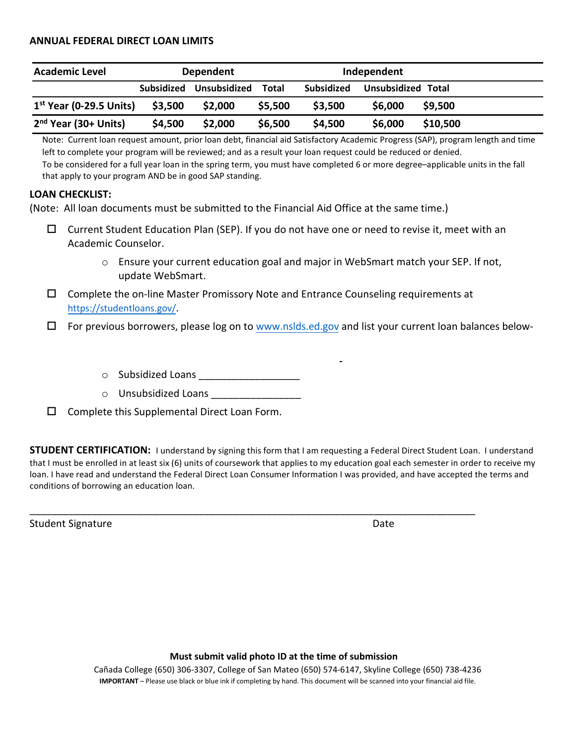**ANNUAL FEDERAL DIRECT LOAN LIMITS**

| Academic Level | Dependent | | | Independent | | |
|---|---|---|---|---|---|---|
| | Subsidized | Unsubsidized | Total | Subsidized | Unsubsidized | Total |
| 1st Year (0-29.5 Units) | $3,500 | $2,000 | $5,500 | $3,500 | $6,000 | $9,500 |
| 2nd Year (30+ Units) | $4,500 | $2,000 | $6,500 | $4,500 | $6,000 | $10,500 |

Note: Current loan request amount, prior loan debt, financial aid Satisfactory Academic Progress (SAP), program length and time left to complete your program will be reviewed; and as a result your loan request could be reduced or denied.
To be considered for a full year loan in the spring term, you must have completed 6 or more degree–applicable units in the fall that apply to your program AND be in good SAP standing.

**LOAN CHECKLIST:**

(Note: All loan documents must be submitted to the Financial Aid Office at the same time.)

- ☐ Current Student Education Plan (SEP). If you do not have one or need to revise it, meet with an Academic Counselor.
  - Ensure your current education goal and major in WebSmart match your SEP. If not, update WebSmart.
- ☐ Complete the on-line Master Promissory Note and Entrance Counseling requirements at https://studentloans.gov/.
- ☐ For previous borrowers, please log on to www.nslds.ed.gov and list your current loan balances below-
  - Subsidized Loans ________________
  - Unsubsidized Loans ______________
- ☐ Complete this Supplemental Direct Loan Form.

**STUDENT CERTIFICATION:** I understand by signing this form that I am requesting a Federal Direct Student Loan. I understand that I must be enrolled in at least six (6) units of coursework that applies to my education goal each semester in order to receive my loan. I have read and understand the Federal Direct Loan Consumer Information I was provided, and have accepted the terms and conditions of borrowing an education loan.

_____________________________________________________________________________

Student Signature Date

**Must submit valid photo ID at the time of submission**

Cañada College (650) 306-3307, College of San Mateo (650) 574-6147, Skyline College (650) 738-4236

**IMPORTANT** – Please use black or blue ink if completing by hand. This document will be scanned into your financial aid file.